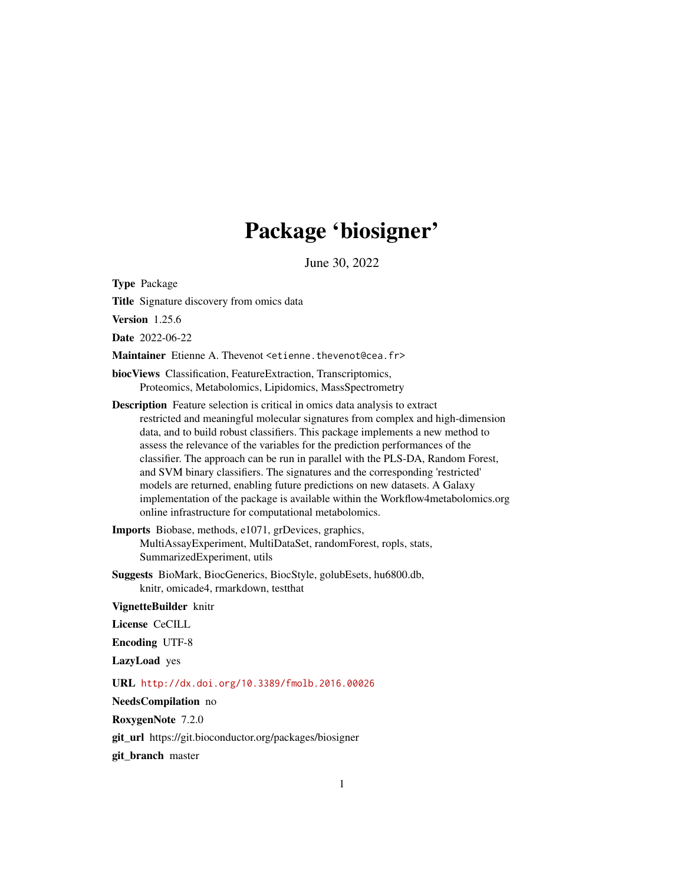# Package 'biosigner'

June 30, 2022

**Type** Package

**Title** Signature discovery from omics data

**Version** 1.25.6

**Date** 2022-06-22

**Maintainer** Etienne A. Thevenot <etienne.thevenot@cea.fr>

**biocViews** Classification, FeatureExtraction, Transcriptomics, Proteomics, Metabolomics, Lipidomics, MassSpectrometry

**Description** Feature selection is critical in omics data analysis to extract restricted and meaningful molecular signatures from complex and high-dimension data, and to build robust classifiers. This package implements a new method to assess the relevance of the variables for the prediction performances of the classifier. The approach can be run in parallel with the PLS-DA, Random Forest, and SVM binary classifiers. The signatures and the corresponding 'restricted' models are returned, enabling future predictions on new datasets. A Galaxy implementation of the package is available within the Workflow4metabolomics.org online infrastructure for computational metabolomics.

**Imports** Biobase, methods, e1071, grDevices, graphics, MultiAssayExperiment, MultiDataSet, randomForest, ropls, stats, SummarizedExperiment, utils

**Suggests** BioMark, BiocGenerics, BiocStyle, golubEsets, hu6800.db, knitr, omicade4, rmarkdown, testthat

**VignetteBuilder** knitr

**License** CeCILL

**Encoding** UTF-8

**LazyLoad** yes

**URL** http://dx.doi.org/10.3389/fmolb.2016.00026

**NeedsCompilation** no

**RoxygenNote** 7.2.0

**git_url** https://git.bioconductor.org/packages/biosigner

**git_branch** master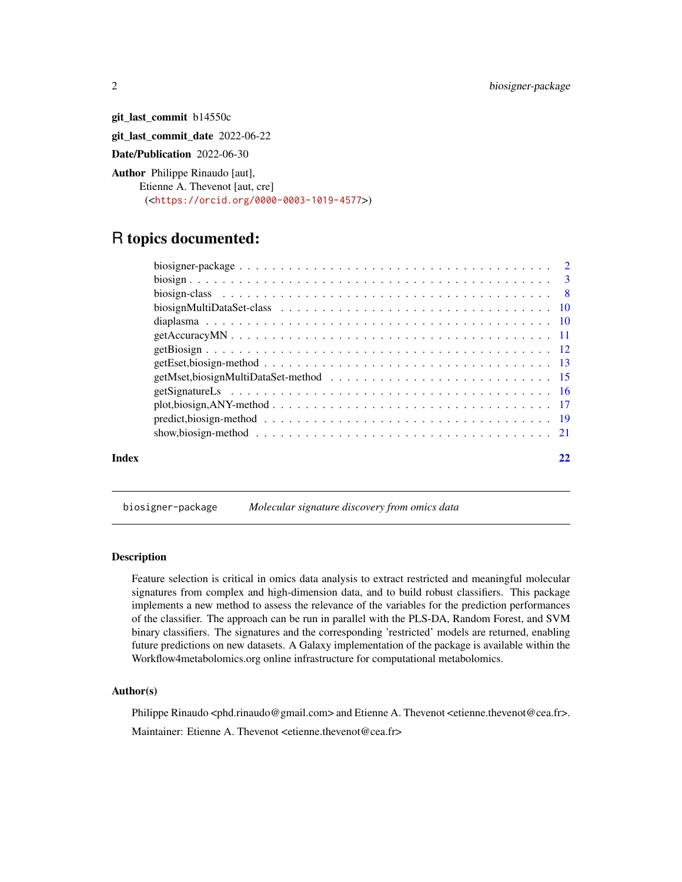**git_last_commit** b14550c

**git_last_commit_date** 2022-06-22

**Date/Publication** 2022-06-30

**Author** Philippe Rinaudo [aut],
Etienne A. Thevenot [aut, cre]
(<https://orcid.org/0000-0003-1019-4577>)

# R topics documented:

| | |
|---|---|
| biosigner-package | 2 |
| biosign | 3 |
| biosign-class | 8 |
| biosignMultiDataSet-class | 10 |
| diaplasma | 10 |
| getAccuracyMN | 11 |
| getBiosign | 12 |
| getEset,biosign-method | 13 |
| getMset,biosignMultiDataSet-method | 15 |
| getSignatureLs | 16 |
| plot,biosign,ANY-method | 17 |
| predict,biosign-method | 19 |
| show,biosign-method | 21 |
| **Index** | **22** |

---

`biosigner-package` *Molecular signature discovery from omics data*

---

### Description

Feature selection is critical in omics data analysis to extract restricted and meaningful molecular signatures from complex and high-dimension data, and to build robust classifiers. This package implements a new method to assess the relevance of the variables for the prediction performances of the classifier. The approach can be run in parallel with the PLS-DA, Random Forest, and SVM binary classifiers. The signatures and the corresponding 'restricted' models are returned, enabling future predictions on new datasets. A Galaxy implementation of the package is available within the Workflow4metabolomics.org online infrastructure for computational metabolomics.

### Author(s)

Philippe Rinaudo <phd.rinaudo@gmail.com> and Etienne A. Thevenot <etienne.thevenot@cea.fr>.

Maintainer: Etienne A. Thevenot <etienne.thevenot@cea.fr>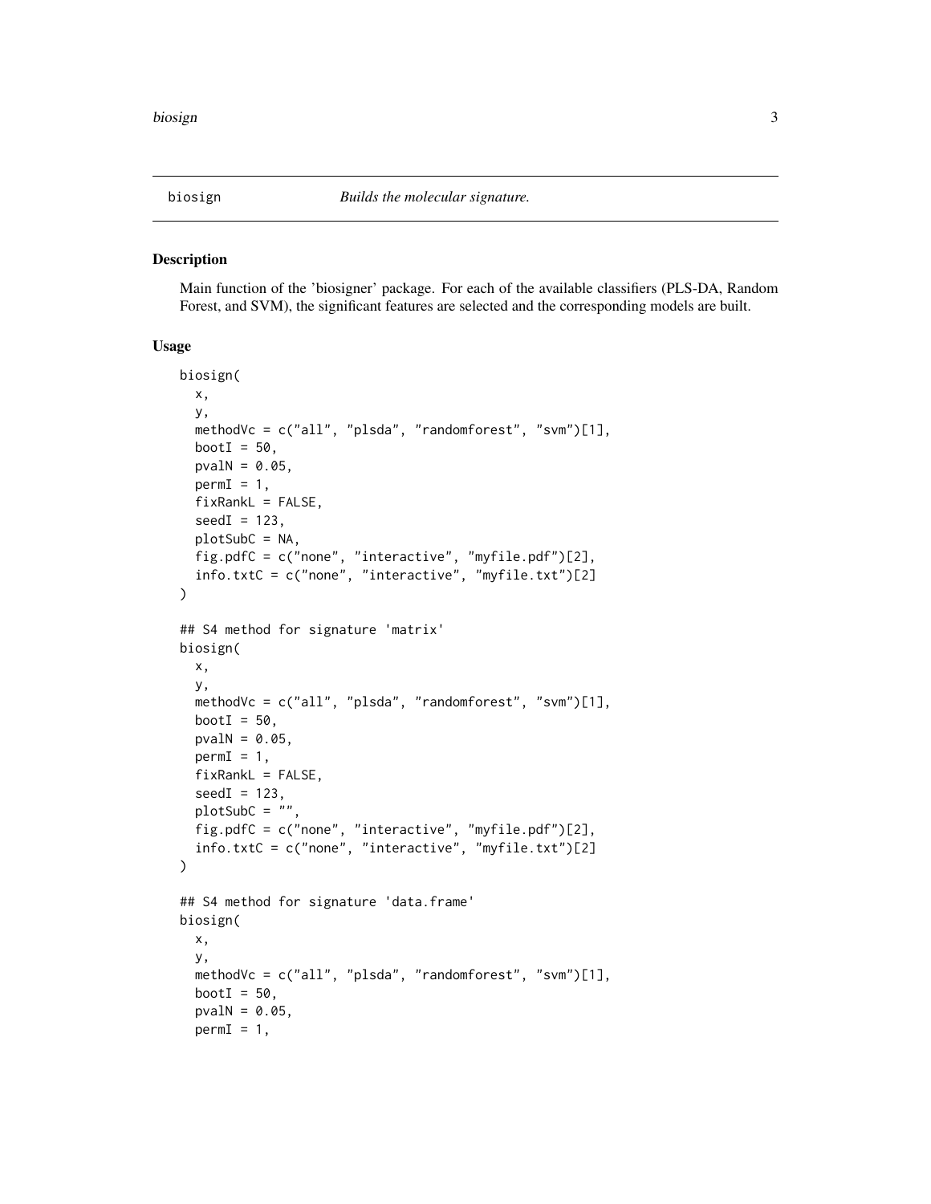# biosign *Builds the molecular signature.*

## Description

Main function of the 'biosigner' package. For each of the available classifiers (PLS-DA, Random Forest, and SVM), the significant features are selected and the corresponding models are built.

## Usage

```
biosign(
  x,
  y,
  methodVc = c("all", "plsda", "randomforest", "svm")[1],
  bootI = 50,
  pvalN = 0.05,
  permI = 1,
  fixRankL = FALSE,
  seedI = 123,
  plotSubC = NA,
  fig.pdfC = c("none", "interactive", "myfile.pdf")[2],
  info.txtC = c("none", "interactive", "myfile.txt")[2]
)

## S4 method for signature 'matrix'
biosign(
  x,
  y,
  methodVc = c("all", "plsda", "randomforest", "svm")[1],
  bootI = 50,
  pvalN = 0.05,
  permI = 1,
  fixRankL = FALSE,
  seedI = 123,
  plotSubC = "",
  fig.pdfC = c("none", "interactive", "myfile.pdf")[2],
  info.txtC = c("none", "interactive", "myfile.txt")[2]
)

## S4 method for signature 'data.frame'
biosign(
  x,
  y,
  methodVc = c("all", "plsda", "randomforest", "svm")[1],
  bootI = 50,
  pvalN = 0.05,
  permI = 1,
```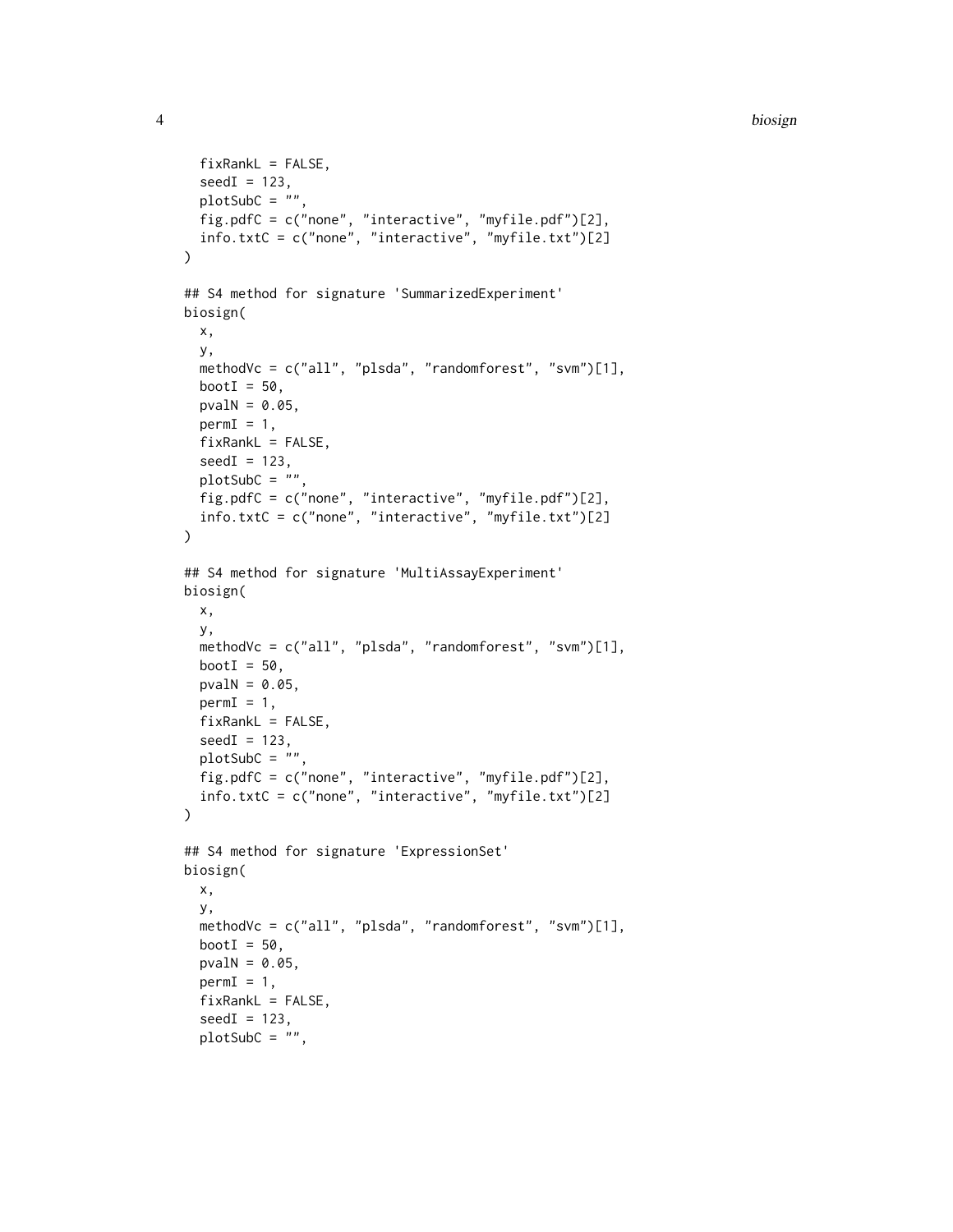```
  fixRankL = FALSE,
  seedI = 123,
  plotSubC = "",
  fig.pdfC = c("none", "interactive", "myfile.pdf")[2],
  info.txtC = c("none", "interactive", "myfile.txt")[2]
)

## S4 method for signature 'SummarizedExperiment'
biosign(
  x,
  y,
  methodVc = c("all", "plsda", "randomforest", "svm")[1],
  bootI = 50,
  pvalN = 0.05,
  permI = 1,
  fixRankL = FALSE,
  seedI = 123,
  plotSubC = "",
  fig.pdfC = c("none", "interactive", "myfile.pdf")[2],
  info.txtC = c("none", "interactive", "myfile.txt")[2]
)

## S4 method for signature 'MultiAssayExperiment'
biosign(
  x,
  y,
  methodVc = c("all", "plsda", "randomforest", "svm")[1],
  bootI = 50,
  pvalN = 0.05,
  permI = 1,
  fixRankL = FALSE,
  seedI = 123,
  plotSubC = "",
  fig.pdfC = c("none", "interactive", "myfile.pdf")[2],
  info.txtC = c("none", "interactive", "myfile.txt")[2]
)

## S4 method for signature 'ExpressionSet'
biosign(
  x,
  y,
  methodVc = c("all", "plsda", "randomforest", "svm")[1],
  bootI = 50,
  pvalN = 0.05,
  permI = 1,
  fixRankL = FALSE,
  seedI = 123,
  plotSubC = "",
```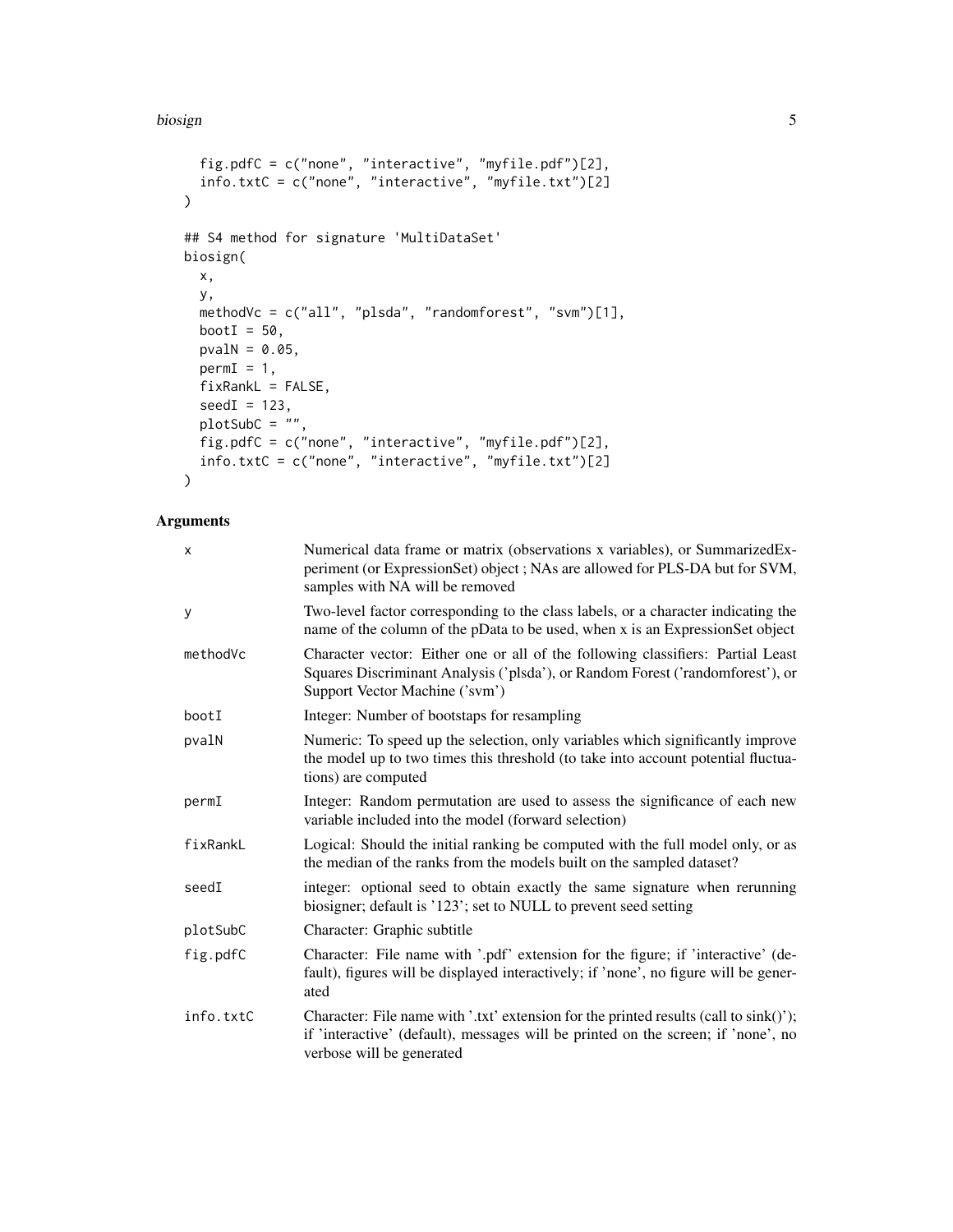```
  fig.pdfC = c("none", "interactive", "myfile.pdf")[2],
  info.txtC = c("none", "interactive", "myfile.txt")[2]
)

## S4 method for signature 'MultiDataSet'
biosign(
  x,
  y,
  methodVc = c("all", "plsda", "randomforest", "svm")[1],
  bootI = 50,
  pvalN = 0.05,
  permI = 1,
  fixRankL = FALSE,
  seedI = 123,
  plotSubC = "",
  fig.pdfC = c("none", "interactive", "myfile.pdf")[2],
  info.txtC = c("none", "interactive", "myfile.txt")[2]
)
```

## Arguments

| | |
|---|---|
| x | Numerical data frame or matrix (observations x variables), or SummarizedExperiment (or ExpressionSet) object ; NAs are allowed for PLS-DA but for SVM, samples with NA will be removed |
| y | Two-level factor corresponding to the class labels, or a character indicating the name of the column of the pData to be used, when x is an ExpressionSet object |
| methodVc | Character vector: Either one or all of the following classifiers: Partial Least Squares Discriminant Analysis ('plsda'), or Random Forest ('randomforest'), or Support Vector Machine ('svm') |
| bootI | Integer: Number of bootstaps for resampling |
| pvalN | Numeric: To speed up the selection, only variables which significantly improve the model up to two times this threshold (to take into account potential fluctuations) are computed |
| permI | Integer: Random permutation are used to assess the significance of each new variable included into the model (forward selection) |
| fixRankL | Logical: Should the initial ranking be computed with the full model only, or as the median of the ranks from the models built on the sampled dataset? |
| seedI | integer: optional seed to obtain exactly the same signature when rerunning biosigner; default is '123'; set to NULL to prevent seed setting |
| plotSubC | Character: Graphic subtitle |
| fig.pdfC | Character: File name with '.pdf' extension for the figure; if 'interactive' (default), figures will be displayed interactively; if 'none', no figure will be generated |
| info.txtC | Character: File name with '.txt' extension for the printed results (call to sink()'); if 'interactive' (default), messages will be printed on the screen; if 'none', no verbose will be generated |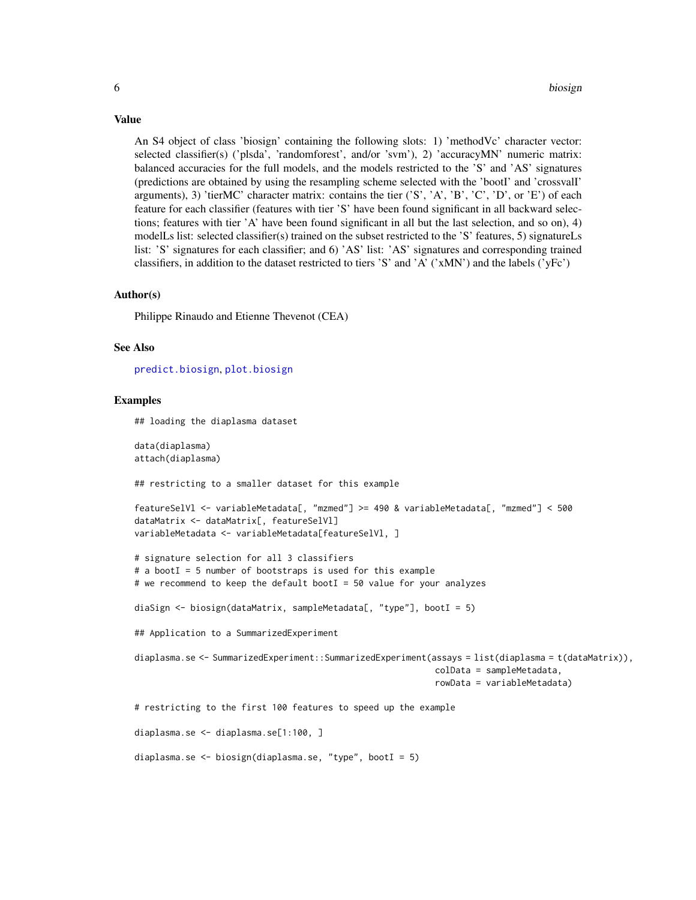## Value

An S4 object of class 'biosign' containing the following slots: 1) 'methodVc' character vector: selected classifier(s) ('plsda', 'randomforest', and/or 'svm'), 2) 'accuracyMN' numeric matrix: balanced accuracies for the full models, and the models restricted to the 'S' and 'AS' signatures (predictions are obtained by using the resampling scheme selected with the 'bootI' and 'crossvalI' arguments), 3) 'tierMC' character matrix: contains the tier ('S', 'A', 'B', 'C', 'D', or 'E') of each feature for each classifier (features with tier 'S' have been found significant in all backward selections; features with tier 'A' have been found significant in all but the last selection, and so on), 4) modelLs list: selected classifier(s) trained on the subset restricted to the 'S' features, 5) signatureLs list: 'S' signatures for each classifier; and 6) 'AS' list: 'AS' signatures and corresponding trained classifiers, in addition to the dataset restricted to tiers 'S' and 'A' ('xMN') and the labels ('yFc')

## Author(s)

Philippe Rinaudo and Etienne Thevenot (CEA)

## See Also

predict.biosign, plot.biosign

## Examples

```
## loading the diaplasma dataset

data(diaplasma)
attach(diaplasma)

## restricting to a smaller dataset for this example

featureSelVl <- variableMetadata[, "mzmed"] >= 490 & variableMetadata[, "mzmed"] < 500
dataMatrix <- dataMatrix[, featureSelVl]
variableMetadata <- variableMetadata[featureSelVl, ]

# signature selection for all 3 classifiers
# a bootI = 5 number of bootstraps is used for this example
# we recommend to keep the default bootI = 50 value for your analyzes

diaSign <- biosign(dataMatrix, sampleMetadata[, "type"], bootI = 5)

## Application to a SummarizedExperiment

diaplasma.se <- SummarizedExperiment::SummarizedExperiment(assays = list(diaplasma = t(dataMatrix)),
                                                           colData = sampleMetadata,
                                                           rowData = variableMetadata)

# restricting to the first 100 features to speed up the example

diaplasma.se <- diaplasma.se[1:100, ]

diaplasma.se <- biosign(diaplasma.se, "type", bootI = 5)
```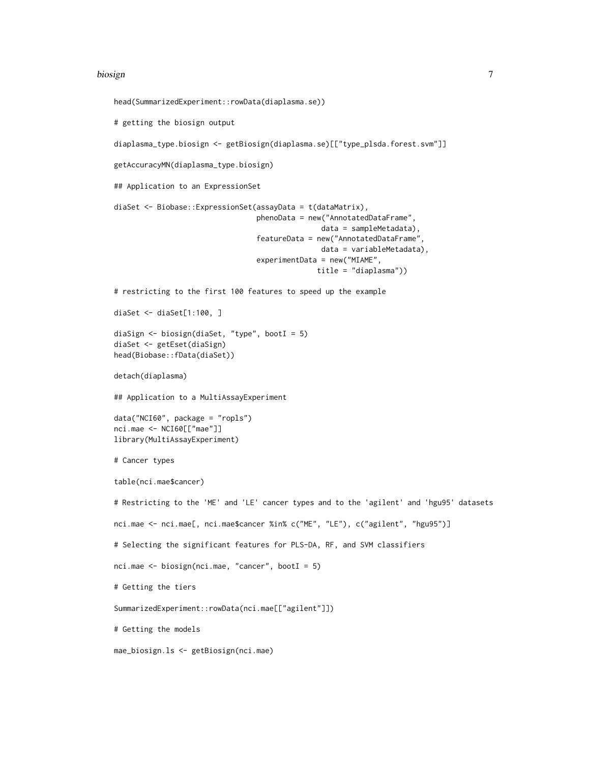```
head(SummarizedExperiment::rowData(diaplasma.se))

# getting the biosign output

diaplasma_type.biosign <- getBiosign(diaplasma.se)[["type_plsda.forest.svm"]]

getAccuracyMN(diaplasma_type.biosign)

## Application to an ExpressionSet

diaSet <- Biobase::ExpressionSet(assayData = t(dataMatrix),
                                 phenoData = new("AnnotatedDataFrame",
                                                 data = sampleMetadata),
                                 featureData = new("AnnotatedDataFrame",
                                                   data = variableMetadata),
                                 experimentData = new("MIAME",
                                                      title = "diaplasma"))

# restricting to the first 100 features to speed up the example

diaSet <- diaSet[1:100, ]

diaSign <- biosign(diaSet, "type", bootI = 5)
diaSet <- getEset(diaSign)
head(Biobase::fData(diaSet))

detach(diaplasma)

## Application to a MultiAssayExperiment

data("NCI60", package = "ropls")
nci.mae <- NCI60[["mae"]]
library(MultiAssayExperiment)

# Cancer types

table(nci.mae$cancer)

# Restricting to the 'ME' and 'LE' cancer types and to the 'agilent' and 'hgu95' datasets

nci.mae <- nci.mae[, nci.mae$cancer %in% c("ME", "LE"), c("agilent", "hgu95")]

# Selecting the significant features for PLS-DA, RF, and SVM classifiers

nci.mae <- biosign(nci.mae, "cancer", bootI = 5)

# Getting the tiers

SummarizedExperiment::rowData(nci.mae[["agilent"]])

# Getting the models

mae_biosign.ls <- getBiosign(nci.mae)
```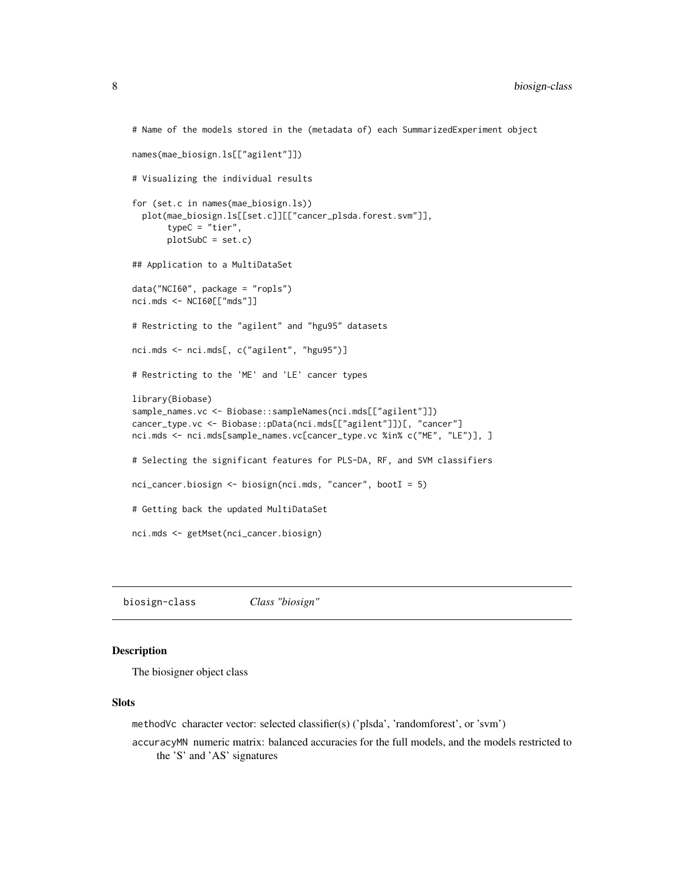```
# Name of the models stored in the (metadata of) each SummarizedExperiment object

names(mae_biosign.ls[["agilent"]])

# Visualizing the individual results

for (set.c in names(mae_biosign.ls))
  plot(mae_biosign.ls[[set.c]][["cancer_plsda.forest.svm"]],
       typeC = "tier",
       plotSubC = set.c)

## Application to a MultiDataSet

data("NCI60", package = "ropls")
nci.mds <- NCI60[["mds"]]

# Restricting to the "agilent" and "hgu95" datasets

nci.mds <- nci.mds[, c("agilent", "hgu95")]

# Restricting to the 'ME' and 'LE' cancer types

library(Biobase)
sample_names.vc <- Biobase::sampleNames(nci.mds[["agilent"]])
cancer_type.vc <- Biobase::pData(nci.mds[["agilent"]])[, "cancer"]
nci.mds <- nci.mds[sample_names.vc[cancer_type.vc %in% c("ME", "LE")], ]

# Selecting the significant features for PLS-DA, RF, and SVM classifiers

nci_cancer.biosign <- biosign(nci.mds, "cancer", bootI = 5)

# Getting back the updated MultiDataSet

nci.mds <- getMset(nci_cancer.biosign)
```

---

## biosign-class    *Class "biosign"*

---

### Description

The biosigner object class

### Slots

- `methodVc` character vector: selected classifier(s) ('plsda', 'randomforest', or 'svm')
- `accuracyMN` numeric matrix: balanced accuracies for the full models, and the models restricted to the 'S' and 'AS' signatures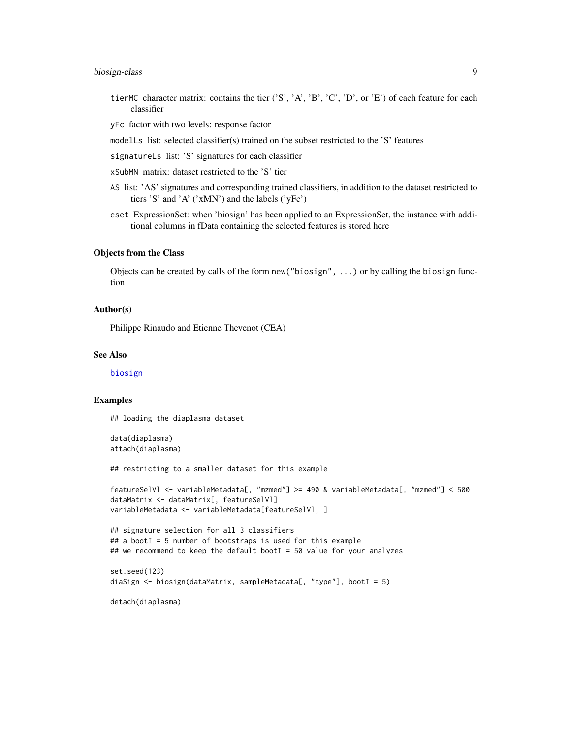- `tierMC` character matrix: contains the tier ('S', 'A', 'B', 'C', 'D', or 'E') of each feature for each classifier
- `yFc` factor with two levels: response factor
- `modelLs` list: selected classifier(s) trained on the subset restricted to the 'S' features
- `signatureLs` list: 'S' signatures for each classifier
- `xSubMN` matrix: dataset restricted to the 'S' tier
- `AS` list: 'AS' signatures and corresponding trained classifiers, in addition to the dataset restricted to tiers 'S' and 'A' ('xMN') and the labels ('yFc')
- `eset` ExpressionSet: when 'biosign' has been applied to an ExpressionSet, the instance with additional columns in fData containing the selected features is stored here

### Objects from the Class

Objects can be created by calls of the form `new("biosign", ...)` or by calling the `biosign` function

### Author(s)

Philippe Rinaudo and Etienne Thevenot (CEA)

### See Also

`biosign`

### Examples

```
## loading the diaplasma dataset

data(diaplasma)
attach(diaplasma)

## restricting to a smaller dataset for this example

featureSelVl <- variableMetadata[, "mzmed"] >= 490 & variableMetadata[, "mzmed"] < 500
dataMatrix <- dataMatrix[, featureSelVl]
variableMetadata <- variableMetadata[featureSelVl, ]

## signature selection for all 3 classifiers
## a bootI = 5 number of bootstraps is used for this example
## we recommend to keep the default bootI = 50 value for your analyzes

set.seed(123)
diaSign <- biosign(dataMatrix, sampleMetadata[, "type"], bootI = 5)

detach(diaplasma)
```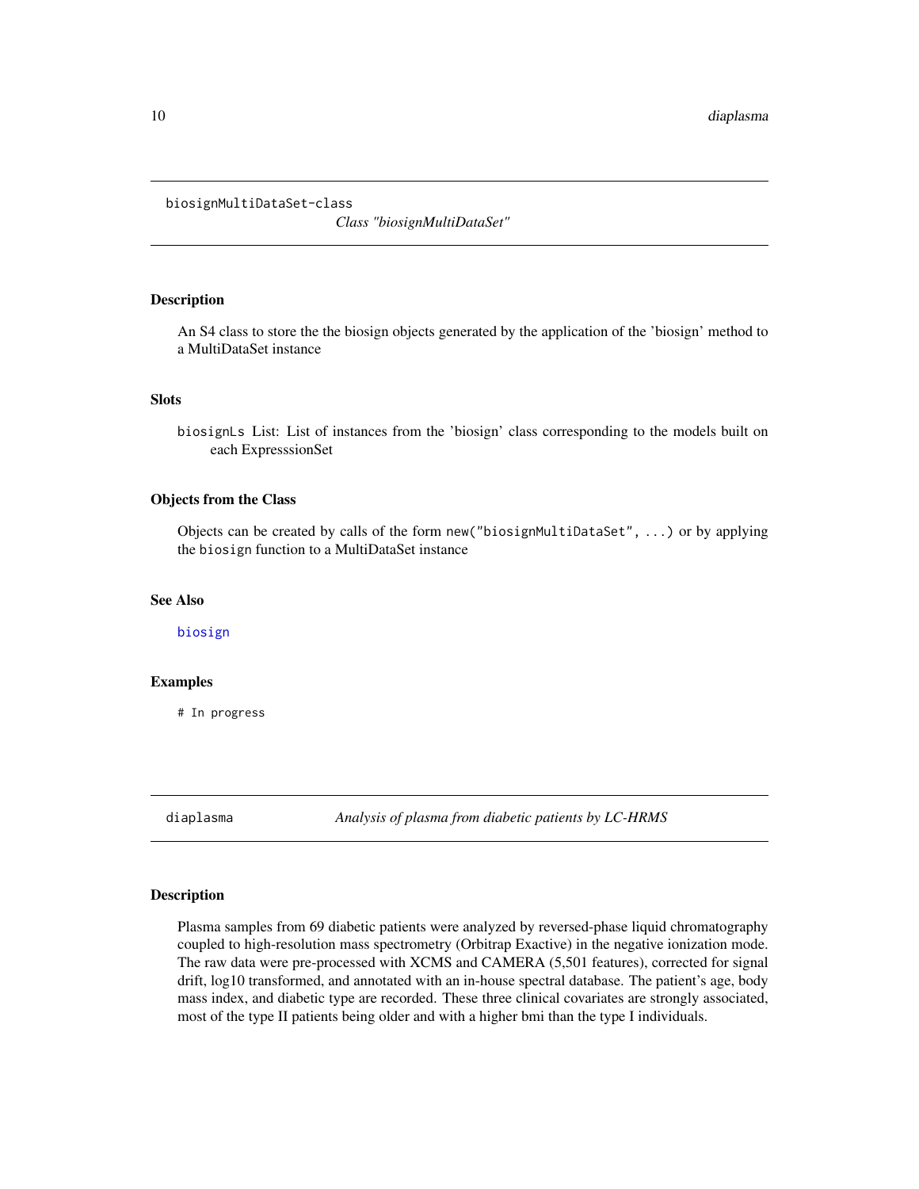biosignMultiDataSet-class    *Class "biosignMultiDataSet"*

---

### Description

An S4 class to store the the biosign objects generated by the application of the 'biosign' method to a MultiDataSet instance

### Slots

`biosignLs` List: List of instances from the 'biosign' class corresponding to the models built on each ExpresssionSet

### Objects from the Class

Objects can be created by calls of the form `new("biosignMultiDataSet", ...)` or by applying the `biosign` function to a MultiDataSet instance

### See Also

`biosign`

### Examples

```
# In progress
```

---

diaplasma    *Analysis of plasma from diabetic patients by LC-HRMS*

---

### Description

Plasma samples from 69 diabetic patients were analyzed by reversed-phase liquid chromatography coupled to high-resolution mass spectrometry (Orbitrap Exactive) in the negative ionization mode. The raw data were pre-processed with XCMS and CAMERA (5,501 features), corrected for signal drift, log10 transformed, and annotated with an in-house spectral database. The patient's age, body mass index, and diabetic type are recorded. These three clinical covariates are strongly associated, most of the type II patients being older and with a higher bmi than the type I individuals.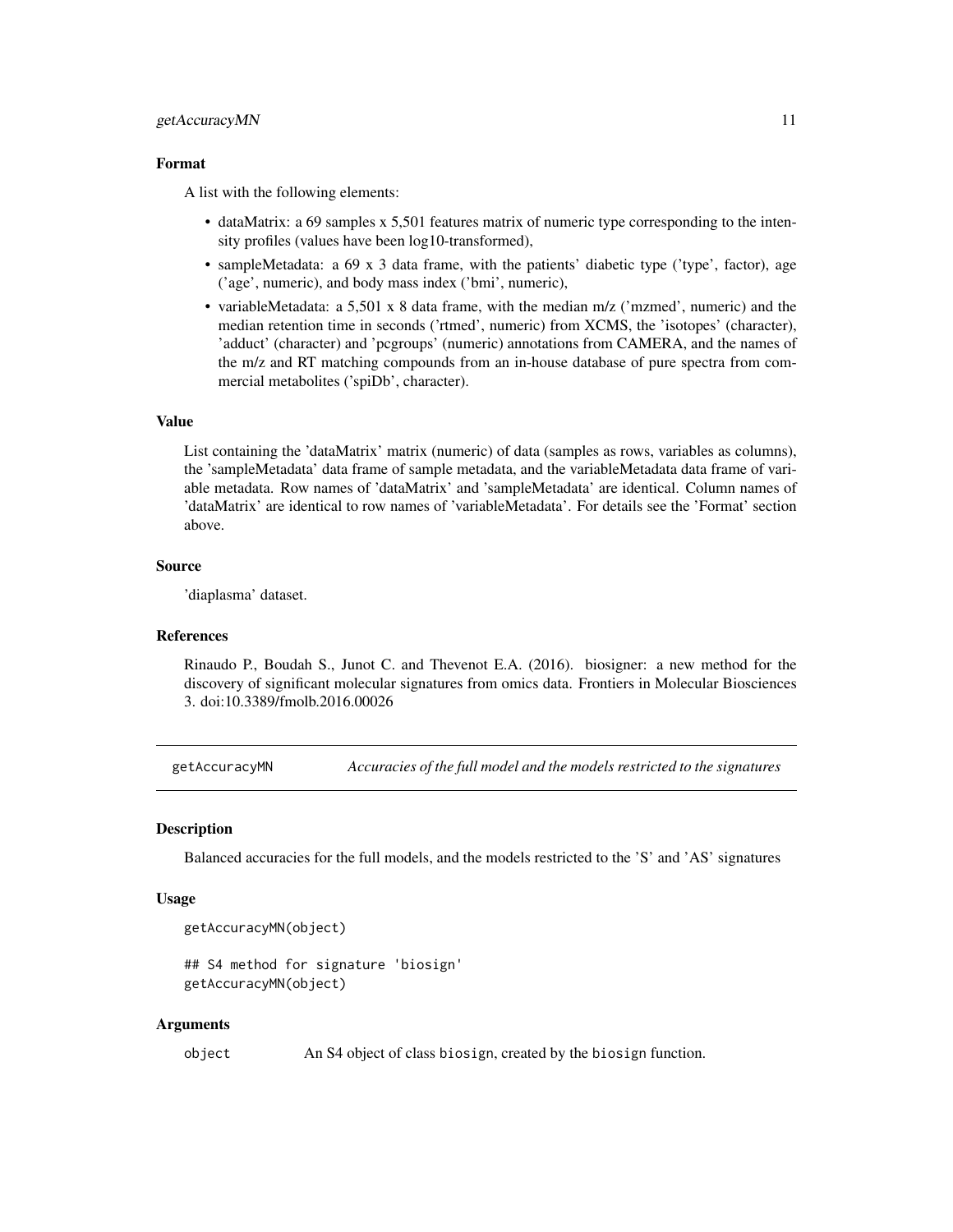### Format

A list with the following elements:

- dataMatrix: a 69 samples x 5,501 features matrix of numeric type corresponding to the intensity profiles (values have been log10-transformed),
- sampleMetadata: a 69 x 3 data frame, with the patients' diabetic type ('type', factor), age ('age', numeric), and body mass index ('bmi', numeric),
- variableMetadata: a 5,501 x 8 data frame, with the median m/z ('mzmed', numeric) and the median retention time in seconds ('rtmed', numeric) from XCMS, the 'isotopes' (character), 'adduct' (character) and 'pcgroups' (numeric) annotations from CAMERA, and the names of the m/z and RT matching compounds from an in-house database of pure spectra from commercial metabolites ('spiDb', character).

### Value

List containing the 'dataMatrix' matrix (numeric) of data (samples as rows, variables as columns), the 'sampleMetadata' data frame of sample metadata, and the variableMetadata data frame of variable metadata. Row names of 'dataMatrix' and 'sampleMetadata' are identical. Column names of 'dataMatrix' are identical to row names of 'variableMetadata'. For details see the 'Format' section above.

### Source

'diaplasma' dataset.

### References

Rinaudo P., Boudah S., Junot C. and Thevenot E.A. (2016). biosigner: a new method for the discovery of significant molecular signatures from omics data. Frontiers in Molecular Biosciences 3. doi:10.3389/fmolb.2016.00026

---

## getAccuracyMN — *Accuracies of the full model and the models restricted to the signatures*

### Description

Balanced accuracies for the full models, and the models restricted to the 'S' and 'AS' signatures

### Usage

```
getAccuracyMN(object)

## S4 method for signature 'biosign'
getAccuracyMN(object)
```

### Arguments

| | |
|---|---|
| object | An S4 object of class biosign, created by the biosign function. |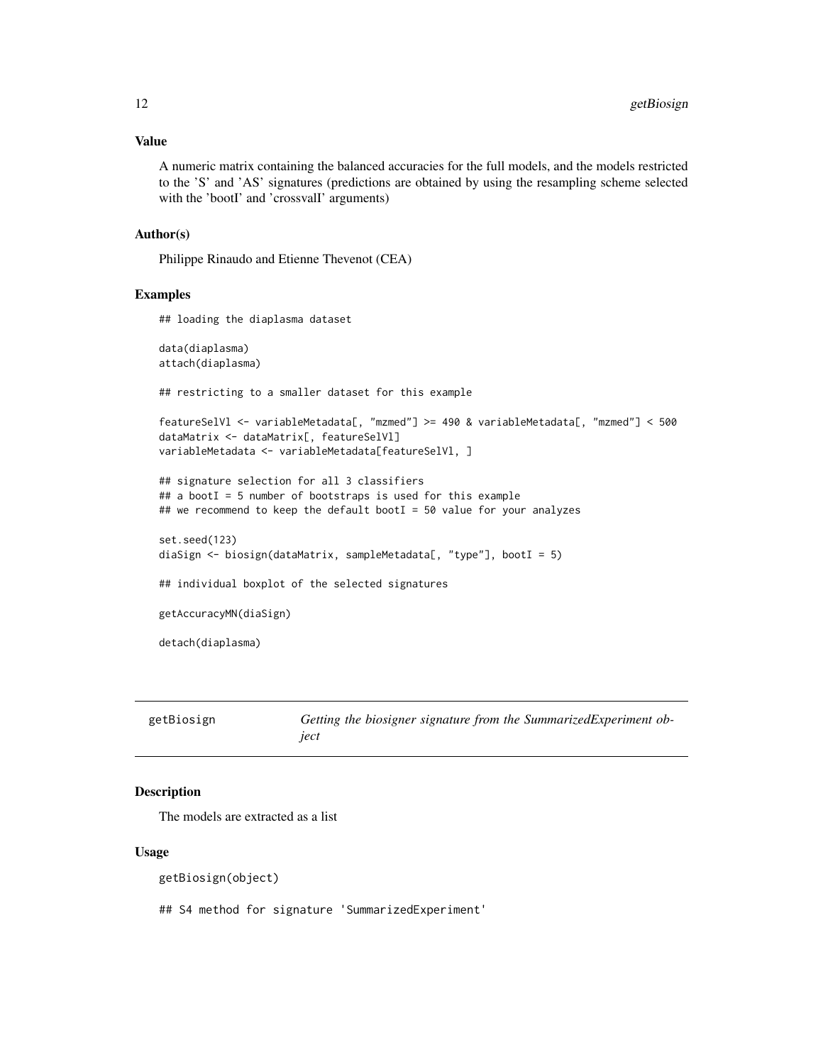### Value

A numeric matrix containing the balanced accuracies for the full models, and the models restricted to the 'S' and 'AS' signatures (predictions are obtained by using the resampling scheme selected with the 'bootI' and 'crossvalI' arguments)

### Author(s)

Philippe Rinaudo and Etienne Thevenot (CEA)

### Examples

```
## loading the diaplasma dataset

data(diaplasma)
attach(diaplasma)

## restricting to a smaller dataset for this example

featureSelVl <- variableMetadata[, "mzmed"] >= 490 & variableMetadata[, "mzmed"] < 500
dataMatrix <- dataMatrix[, featureSelVl]
variableMetadata <- variableMetadata[featureSelVl, ]

## signature selection for all 3 classifiers
## a bootI = 5 number of bootstraps is used for this example
## we recommend to keep the default bootI = 50 value for your analyzes

set.seed(123)
diaSign <- biosign(dataMatrix, sampleMetadata[, "type"], bootI = 5)

## individual boxplot of the selected signatures

getAccuracyMN(diaSign)

detach(diaplasma)
```

---

## getBiosign    *Getting the biosigner signature from the SummarizedExperiment object*

### Description

The models are extracted as a list

### Usage

```
getBiosign(object)

## S4 method for signature 'SummarizedExperiment'
```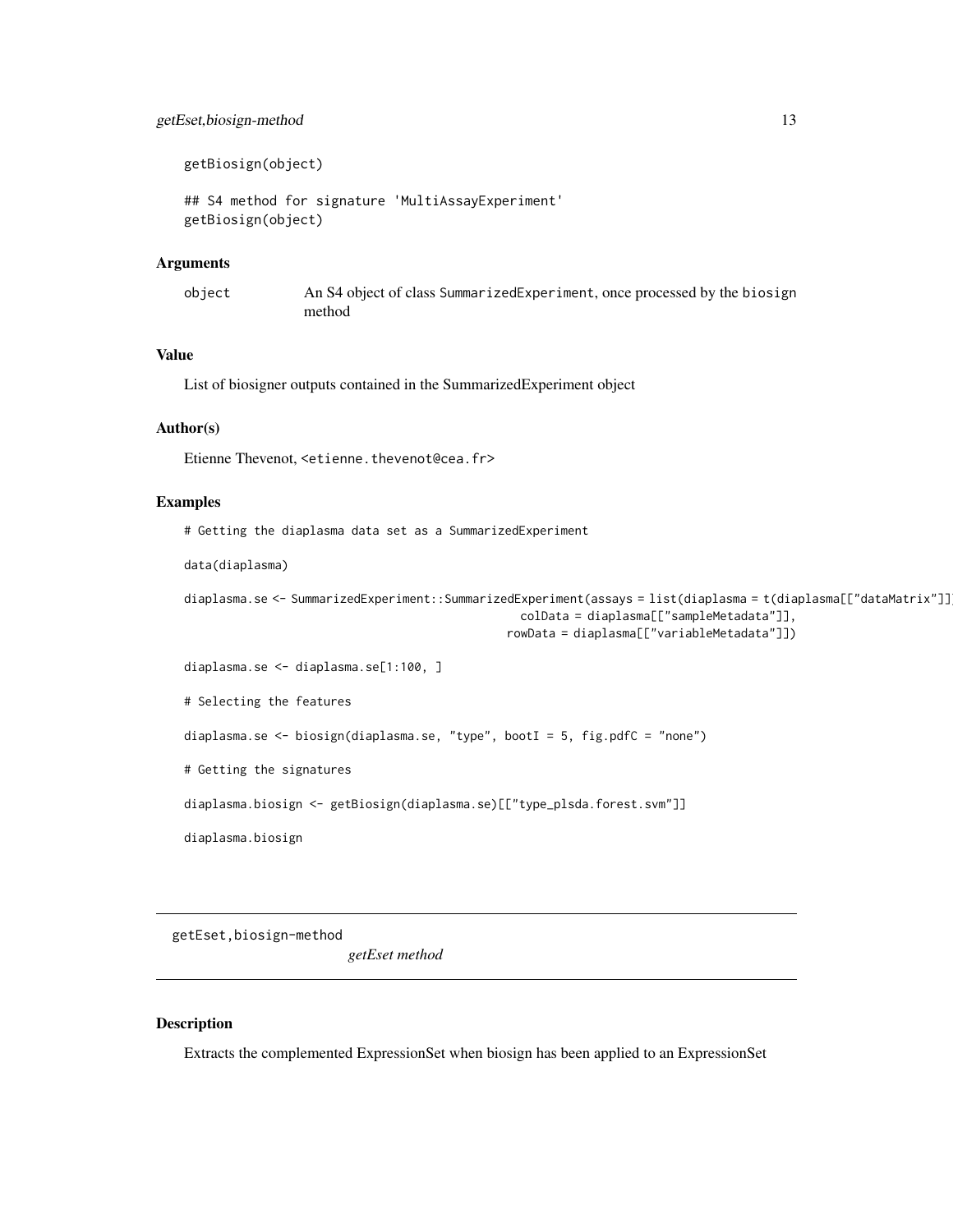```
getBiosign(object)

## S4 method for signature 'MultiAssayExperiment'
getBiosign(object)
```

### Arguments

| | |
|---|---|
| object | An S4 object of class SummarizedExperiment, once processed by the biosign method |

### Value

List of biosigner outputs contained in the SummarizedExperiment object

### Author(s)

Etienne Thevenot, <etienne.thevenot@cea.fr>

### Examples

```
# Getting the diaplasma data set as a SummarizedExperiment

data(diaplasma)

diaplasma.se <- SummarizedExperiment::SummarizedExperiment(assays = list(diaplasma = t(diaplasma[["dataMatrix"]]
                                                  colData = diaplasma[["sampleMetadata"]],
                                                rowData = diaplasma[["variableMetadata"]])

diaplasma.se <- diaplasma.se[1:100, ]

# Selecting the features

diaplasma.se <- biosign(diaplasma.se, "type", bootI = 5, fig.pdfC = "none")

# Getting the signatures

diaplasma.biosign <- getBiosign(diaplasma.se)[["type_plsda.forest.svm"]]

diaplasma.biosign
```

---

## getEset,biosign-method *getEset method*

### Description

Extracts the complemented ExpressionSet when biosign has been applied to an ExpressionSet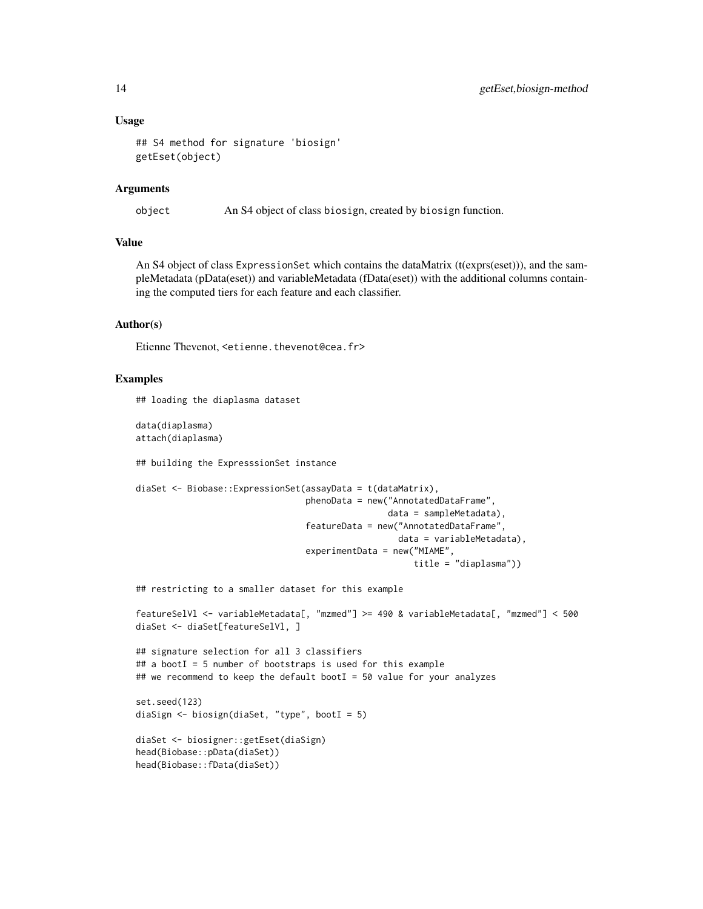## Usage

```
## S4 method for signature 'biosign'
getEset(object)
```

## Arguments

| | |
|---|---|
| object | An S4 object of class biosign, created by biosign function. |

## Value

An S4 object of class ExpressionSet which contains the dataMatrix (t(exprs(eset))), and the sampleMetadata (pData(eset)) and variableMetadata (fData(eset)) with the additional columns containing the computed tiers for each feature and each classifier.

## Author(s)

Etienne Thevenot, <etienne.thevenot@cea.fr>

## Examples

```
## loading the diaplasma dataset

data(diaplasma)
attach(diaplasma)

## building the ExpresssionSet instance

diaSet <- Biobase::ExpressionSet(assayData = t(dataMatrix),
                                 phenoData = new("AnnotatedDataFrame",
                                                 data = sampleMetadata),
                                 featureData = new("AnnotatedDataFrame",
                                                   data = variableMetadata),
                                 experimentData = new("MIAME",
                                                      title = "diaplasma"))

## restricting to a smaller dataset for this example

featureSelVl <- variableMetadata[, "mzmed"] >= 490 & variableMetadata[, "mzmed"] < 500
diaSet <- diaSet[featureSelVl, ]

## signature selection for all 3 classifiers
## a bootI = 5 number of bootstraps is used for this example
## we recommend to keep the default bootI = 50 value for your analyzes

set.seed(123)
diaSign <- biosign(diaSet, "type", bootI = 5)

diaSet <- biosigner::getEset(diaSign)
head(Biobase::pData(diaSet))
head(Biobase::fData(diaSet))
```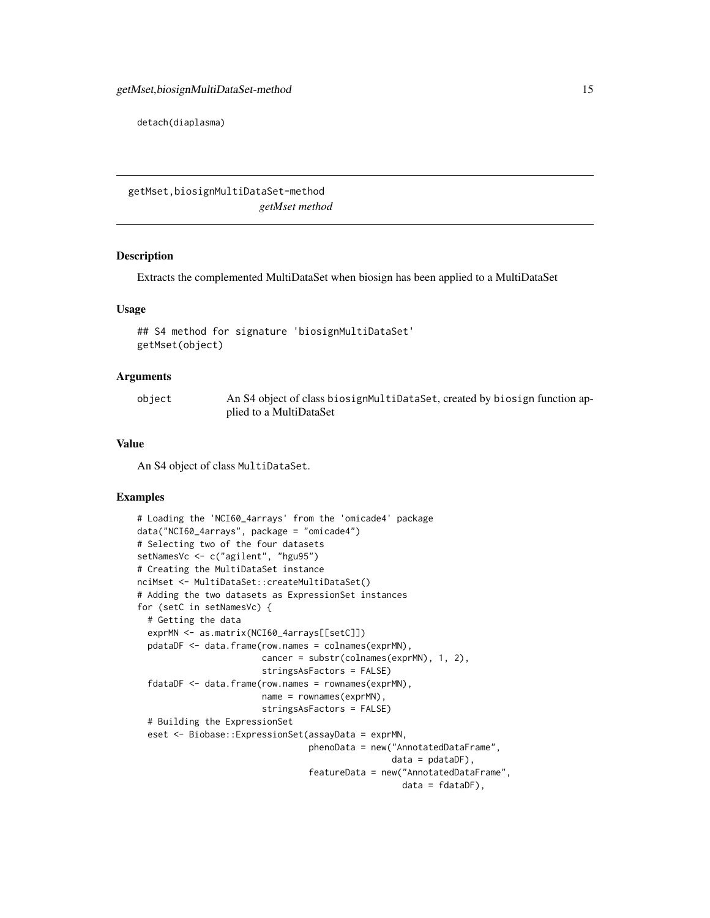```
detach(diaplasma)
```

---

## getMset,biosignMultiDataSet-method

*getMset method*

### Description

Extracts the complemented MultiDataSet when biosign has been applied to a MultiDataSet

### Usage

```
## S4 method for signature 'biosignMultiDataSet'
getMset(object)
```

### Arguments

| | |
|---|---|
| object | An S4 object of class biosignMultiDataSet, created by biosign function applied to a MultiDataSet |

### Value

An S4 object of class MultiDataSet.

### Examples

```
# Loading the 'NCI60_4arrays' from the 'omicade4' package
data("NCI60_4arrays", package = "omicade4")
# Selecting two of the four datasets
setNamesVc <- c("agilent", "hgu95")
# Creating the MultiDataSet instance
nciMset <- MultiDataSet::createMultiDataSet()
# Adding the two datasets as ExpressionSet instances
for (setC in setNamesVc) {
  # Getting the data
  exprMN <- as.matrix(NCI60_4arrays[[setC]])
  pdataDF <- data.frame(row.names = colnames(exprMN),
                        cancer = substr(colnames(exprMN), 1, 2),
                        stringsAsFactors = FALSE)
  fdataDF <- data.frame(row.names = rownames(exprMN),
                        name = rownames(exprMN),
                        stringsAsFactors = FALSE)
  # Building the ExpressionSet
  eset <- Biobase::ExpressionSet(assayData = exprMN,
                                 phenoData = new("AnnotatedDataFrame",
                                                 data = pdataDF),
                                 featureData = new("AnnotatedDataFrame",
                                                   data = fdataDF),
```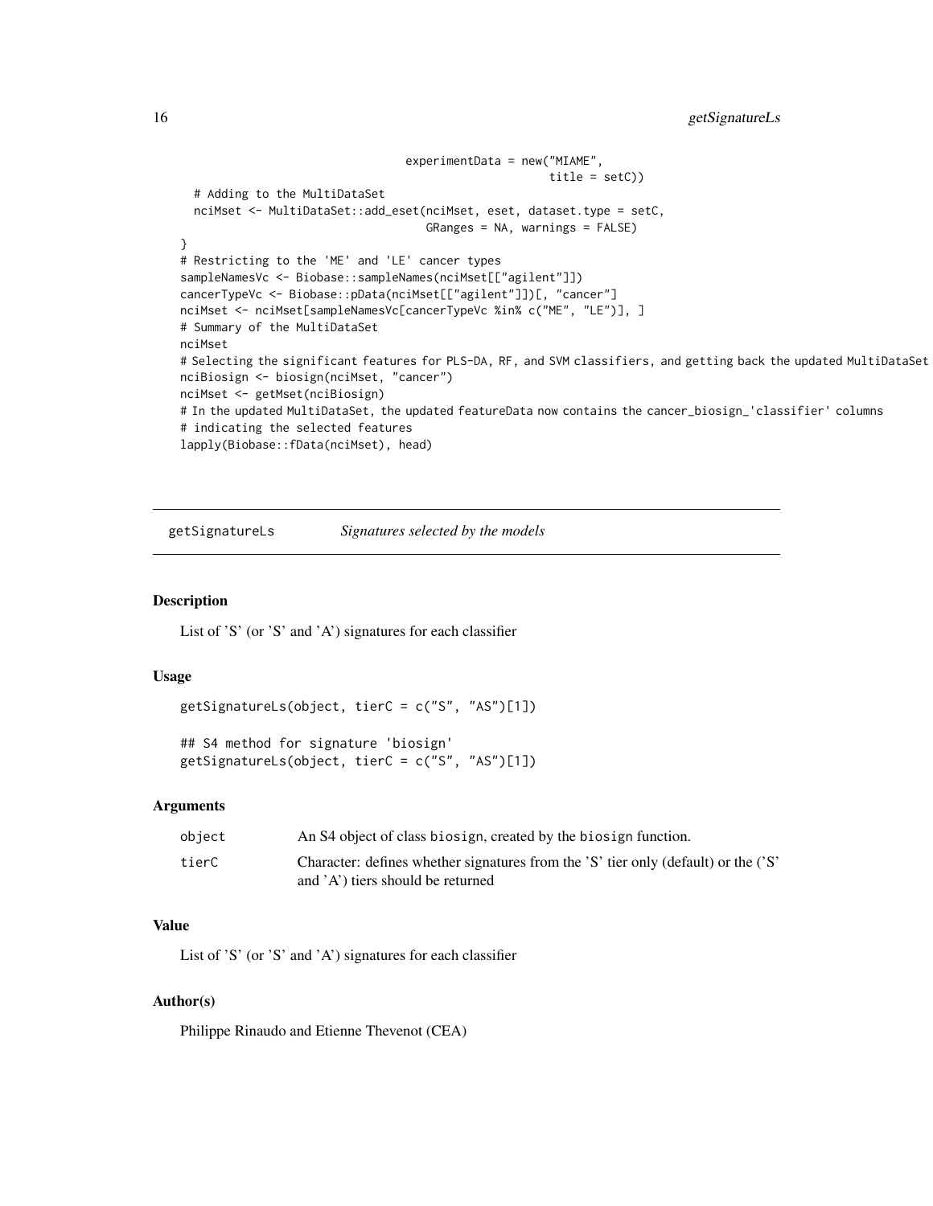```
                                  experimentData = new("MIAME",
                                                       title = setC))
  # Adding to the MultiDataSet
  nciMset <- MultiDataSet::add_eset(nciMset, eset, dataset.type = setC,
                                    GRanges = NA, warnings = FALSE)
}
# Restricting to the 'ME' and 'LE' cancer types
sampleNamesVc <- Biobase::sampleNames(nciMset[["agilent"]])
cancerTypeVc <- Biobase::pData(nciMset[["agilent"]])[, "cancer"]
nciMset <- nciMset[sampleNamesVc[cancerTypeVc %in% c("ME", "LE")], ]
# Summary of the MultiDataSet
nciMset
# Selecting the significant features for PLS-DA, RF, and SVM classifiers, and getting back the updated MultiDataSet
nciBiosign <- biosign(nciMset, "cancer")
nciMset <- getMset(nciBiosign)
# In the updated MultiDataSet, the updated featureData now contains the cancer_biosign_'classifier' columns
# indicating the selected features
lapply(Biobase::fData(nciMset), head)
```

## getSignatureLs — *Signatures selected by the models*

### Description

List of 'S' (or 'S' and 'A') signatures for each classifier

### Usage

```
getSignatureLs(object, tierC = c("S", "AS")[1])

## S4 method for signature 'biosign'
getSignatureLs(object, tierC = c("S", "AS")[1])
```

### Arguments

| | |
|---|---|
| object | An S4 object of class biosign, created by the biosign function. |
| tierC | Character: defines whether signatures from the 'S' tier only (default) or the ('S' and 'A') tiers should be returned |

### Value

List of 'S' (or 'S' and 'A') signatures for each classifier

### Author(s)

Philippe Rinaudo and Etienne Thevenot (CEA)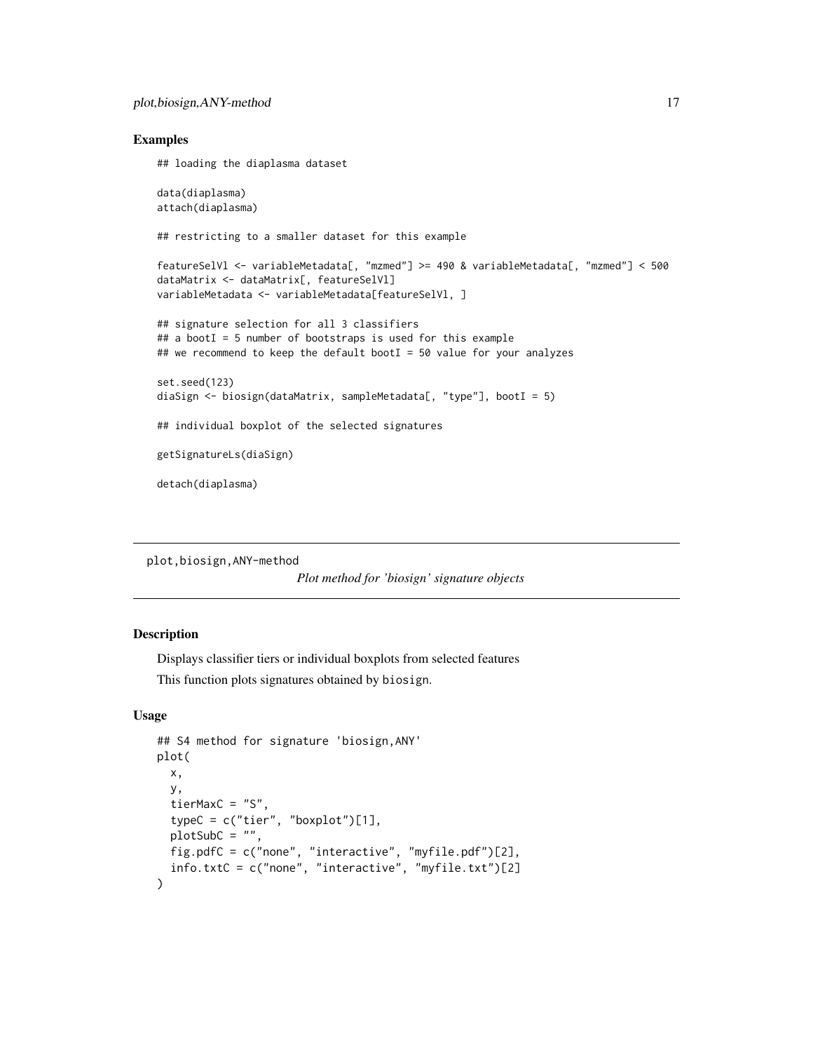## Examples

```
## loading the diaplasma dataset

data(diaplasma)
attach(diaplasma)

## restricting to a smaller dataset for this example

featureSelVl <- variableMetadata[, "mzmed"] >= 490 & variableMetadata[, "mzmed"] < 500
dataMatrix <- dataMatrix[, featureSelVl]
variableMetadata <- variableMetadata[featureSelVl, ]

## signature selection for all 3 classifiers
## a bootI = 5 number of bootstraps is used for this example
## we recommend to keep the default bootI = 50 value for your analyzes

set.seed(123)
diaSign <- biosign(dataMatrix, sampleMetadata[, "type"], bootI = 5)

## individual boxplot of the selected signatures

getSignatureLs(diaSign)

detach(diaplasma)
```

---

# plot,biosign,ANY-method

*Plot method for 'biosign' signature objects*

---

## Description

Displays classifier tiers or individual boxplots from selected features

This function plots signatures obtained by `biosign`.

## Usage

```
## S4 method for signature 'biosign,ANY'
plot(
  x,
  y,
  tierMaxC = "S",
  typeC = c("tier", "boxplot")[1],
  plotSubC = "",
  fig.pdfC = c("none", "interactive", "myfile.pdf")[2],
  info.txtC = c("none", "interactive", "myfile.txt")[2]
)
```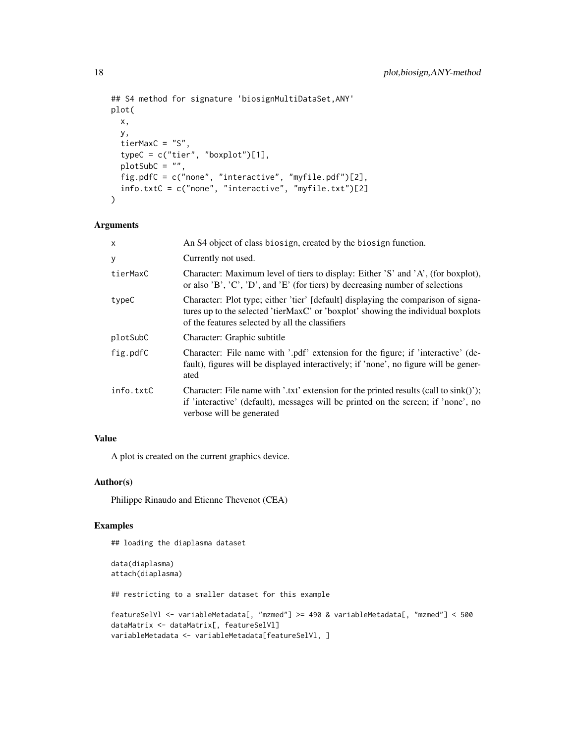```
## S4 method for signature 'biosignMultiDataSet,ANY'
plot(
  x,
  y,
  tierMaxC = "S",
  typeC = c("tier", "boxplot")[1],
  plotSubC = "",
  fig.pdfC = c("none", "interactive", "myfile.pdf")[2],
  info.txtC = c("none", "interactive", "myfile.txt")[2]
)
```

### Arguments

| | |
|---|---|
| x | An S4 object of class biosign, created by the biosign function. |
| y | Currently not used. |
| tierMaxC | Character: Maximum level of tiers to display: Either 'S' and 'A', (for boxplot), or also 'B', 'C', 'D', and 'E' (for tiers) by decreasing number of selections |
| typeC | Character: Plot type; either 'tier' [default] displaying the comparison of signatures up to the selected 'tierMaxC' or 'boxplot' showing the individual boxplots of the features selected by all the classifiers |
| plotSubC | Character: Graphic subtitle |
| fig.pdfC | Character: File name with '.pdf' extension for the figure; if 'interactive' (default), figures will be displayed interactively; if 'none', no figure will be generated |
| info.txtC | Character: File name with '.txt' extension for the printed results (call to sink()'); if 'interactive' (default), messages will be printed on the screen; if 'none', no verbose will be generated |

### Value

A plot is created on the current graphics device.

### Author(s)

Philippe Rinaudo and Etienne Thevenot (CEA)

### Examples

```
## loading the diaplasma dataset

data(diaplasma)
attach(diaplasma)

## restricting to a smaller dataset for this example

featureSelVl <- variableMetadata[, "mzmed"] >= 490 & variableMetadata[, "mzmed"] < 500
dataMatrix <- dataMatrix[, featureSelVl]
variableMetadata <- variableMetadata[featureSelVl, ]
```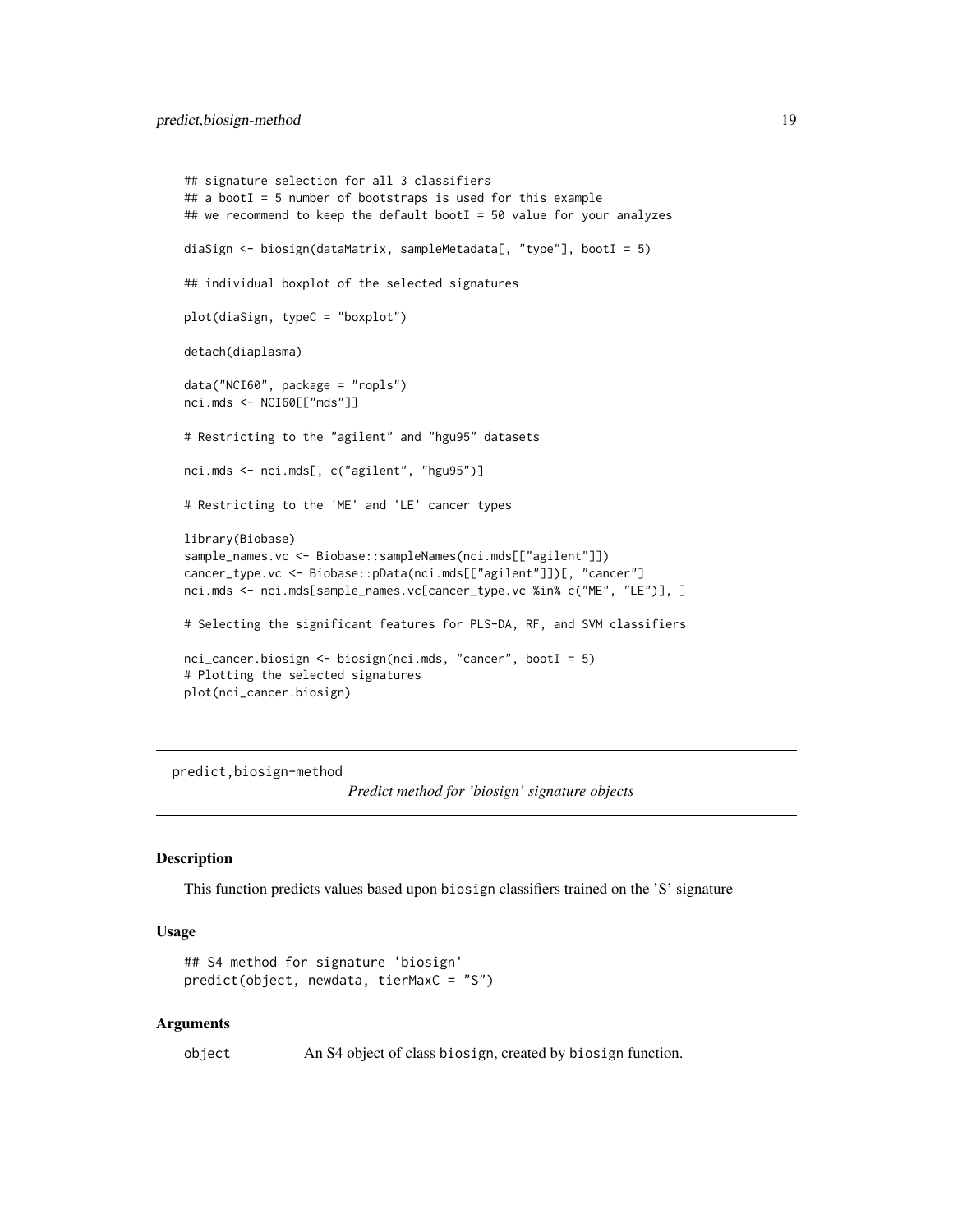```
## signature selection for all 3 classifiers
## a bootI = 5 number of bootstraps is used for this example
## we recommend to keep the default bootI = 50 value for your analyzes

diaSign <- biosign(dataMatrix, sampleMetadata[, "type"], bootI = 5)

## individual boxplot of the selected signatures

plot(diaSign, typeC = "boxplot")

detach(diaplasma)

data("NCI60", package = "ropls")
nci.mds <- NCI60[["mds"]]

# Restricting to the "agilent" and "hgu95" datasets

nci.mds <- nci.mds[, c("agilent", "hgu95")]

# Restricting to the 'ME' and 'LE' cancer types

library(Biobase)
sample_names.vc <- Biobase::sampleNames(nci.mds[["agilent"]])
cancer_type.vc <- Biobase::pData(nci.mds[["agilent"]])[, "cancer"]
nci.mds <- nci.mds[sample_names.vc[cancer_type.vc %in% c("ME", "LE")], ]

# Selecting the significant features for PLS-DA, RF, and SVM classifiers

nci_cancer.biosign <- biosign(nci.mds, "cancer", bootI = 5)
# Plotting the selected signatures
plot(nci_cancer.biosign)
```

---

## predict,biosign-method

*Predict method for 'biosign' signature objects*

### Description

This function predicts values based upon biosign classifiers trained on the 'S' signature

### Usage

```
## S4 method for signature 'biosign'
predict(object, newdata, tierMaxC = "S")
```

### Arguments

| | |
|---|---|
| object | An S4 object of class biosign, created by biosign function. |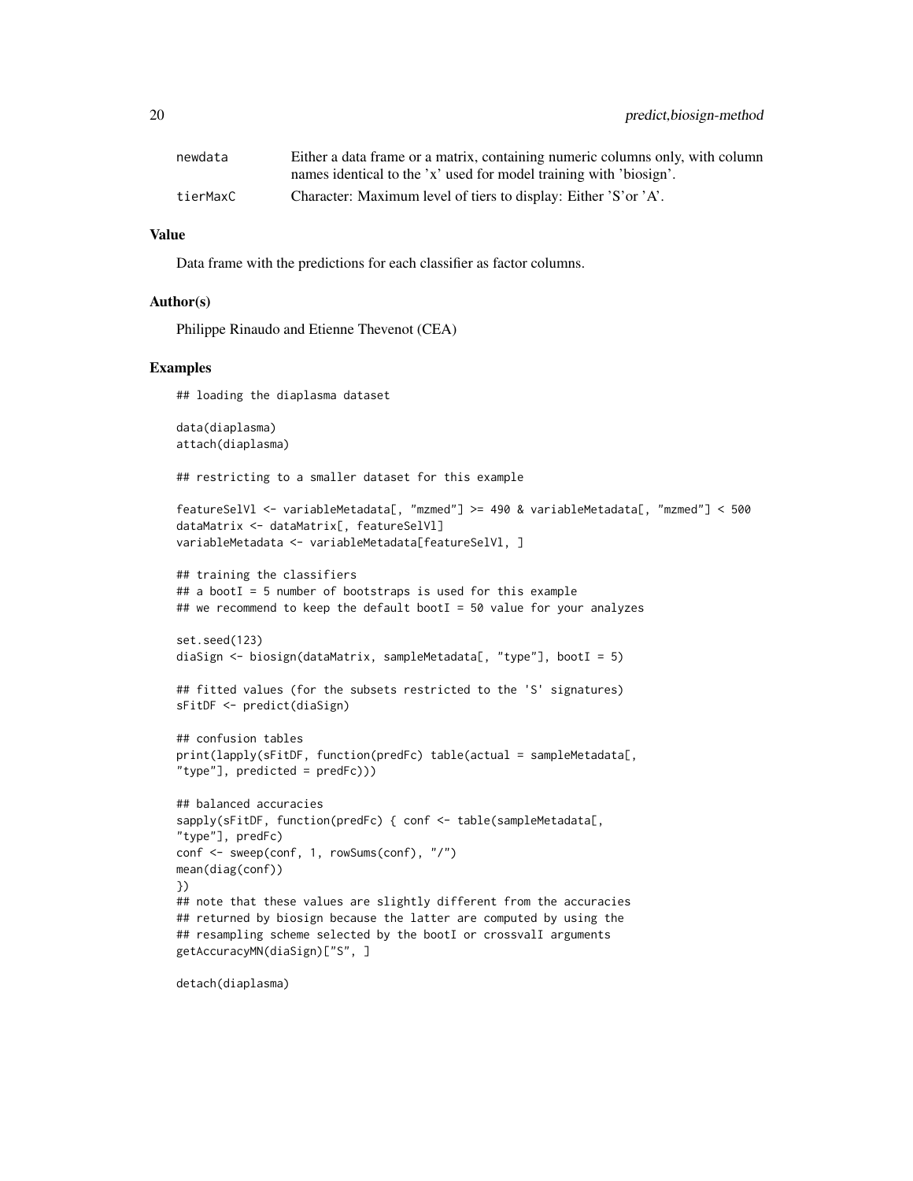| | |
|---|---|
| newdata | Either a data frame or a matrix, containing numeric columns only, with column names identical to the 'x' used for model training with 'biosign'. |
| tierMaxC | Character: Maximum level of tiers to display: Either 'S'or 'A'. |

### Value

Data frame with the predictions for each classifier as factor columns.

### Author(s)

Philippe Rinaudo and Etienne Thevenot (CEA)

### Examples

```
## loading the diaplasma dataset

data(diaplasma)
attach(diaplasma)

## restricting to a smaller dataset for this example

featureSelVl <- variableMetadata[, "mzmed"] >= 490 & variableMetadata[, "mzmed"] < 500
dataMatrix <- dataMatrix[, featureSelVl]
variableMetadata <- variableMetadata[featureSelVl, ]

## training the classifiers
## a bootI = 5 number of bootstraps is used for this example
## we recommend to keep the default bootI = 50 value for your analyzes

set.seed(123)
diaSign <- biosign(dataMatrix, sampleMetadata[, "type"], bootI = 5)

## fitted values (for the subsets restricted to the 'S' signatures)
sFitDF <- predict(diaSign)

## confusion tables
print(lapply(sFitDF, function(predFc) table(actual = sampleMetadata[,
"type"], predicted = predFc)))

## balanced accuracies
sapply(sFitDF, function(predFc) { conf <- table(sampleMetadata[,
"type"], predFc)
conf <- sweep(conf, 1, rowSums(conf), "/")
mean(diag(conf))
})
## note that these values are slightly different from the accuracies
## returned by biosign because the latter are computed by using the
## resampling scheme selected by the bootI or crossvalI arguments
getAccuracyMN(diaSign)["S", ]

detach(diaplasma)
```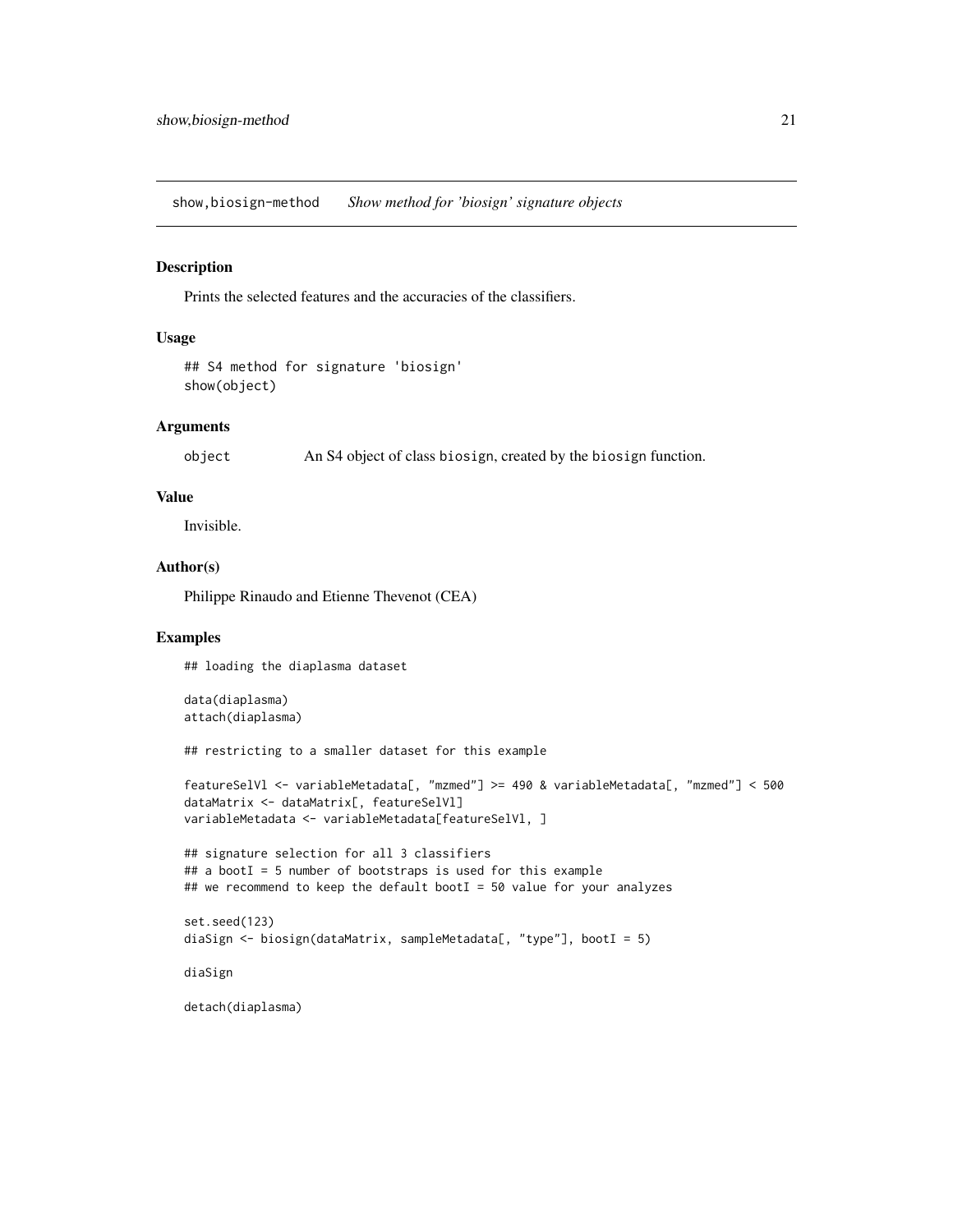## show,biosign-method — *Show method for 'biosign' signature objects*

### Description

Prints the selected features and the accuracies of the classifiers.

### Usage

```
## S4 method for signature 'biosign'
show(object)
```

### Arguments

| | |
|---|---|
| object | An S4 object of class biosign, created by the biosign function. |

### Value

Invisible.

### Author(s)

Philippe Rinaudo and Etienne Thevenot (CEA)

### Examples

```
## loading the diaplasma dataset

data(diaplasma)
attach(diaplasma)

## restricting to a smaller dataset for this example

featureSelVl <- variableMetadata[, "mzmed"] >= 490 & variableMetadata[, "mzmed"] < 500
dataMatrix <- dataMatrix[, featureSelVl]
variableMetadata <- variableMetadata[featureSelVl, ]

## signature selection for all 3 classifiers
## a bootI = 5 number of bootstraps is used for this example
## we recommend to keep the default bootI = 50 value for your analyzes

set.seed(123)
diaSign <- biosign(dataMatrix, sampleMetadata[, "type"], bootI = 5)

diaSign

detach(diaplasma)
```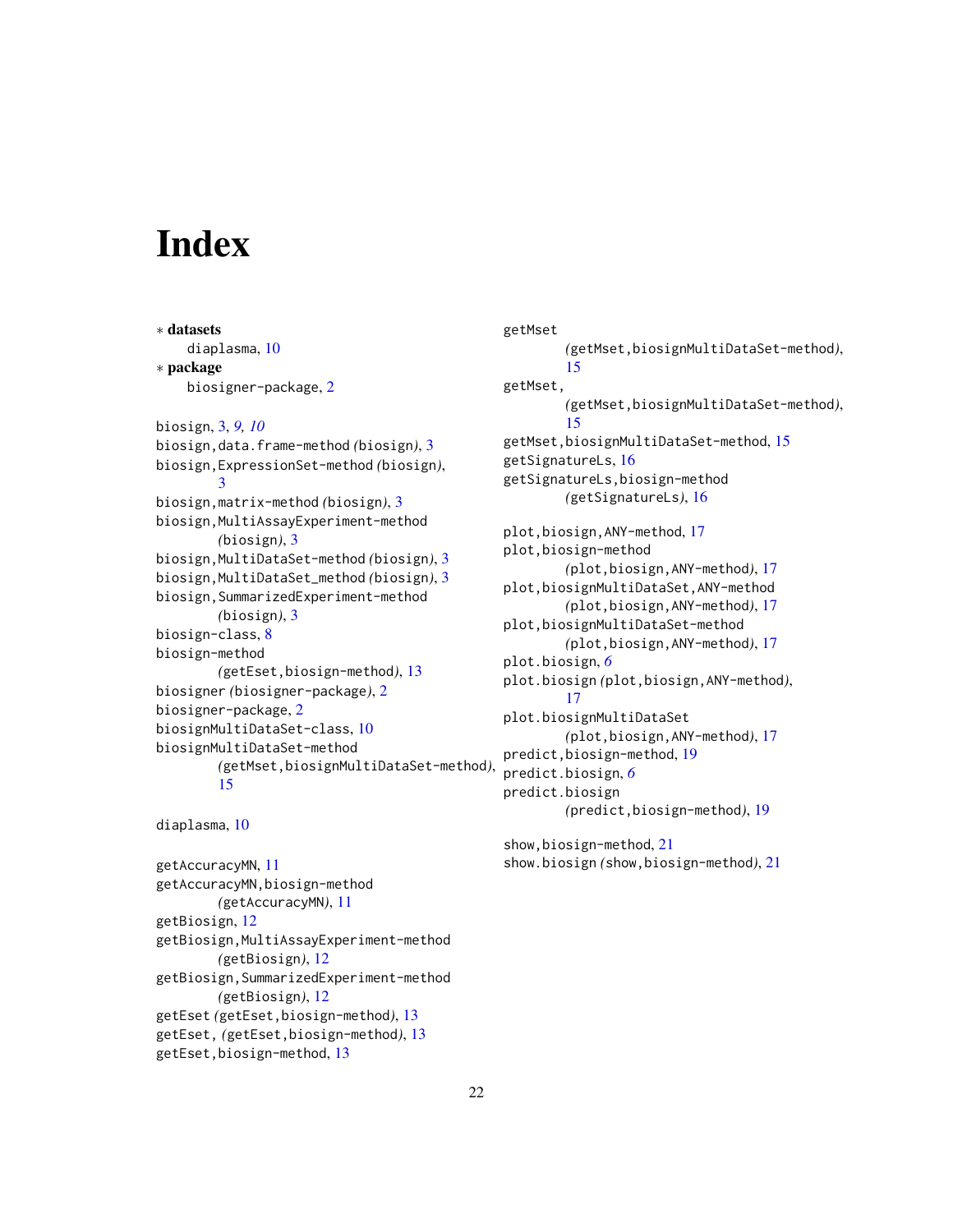# Index

∗ **datasets**
  diaplasma, 10

∗ **package**
  biosigner-package, 2

biosign, 3, *9, 10*
biosign,data.frame-method *(*biosign*)*, 3
biosign,ExpressionSet-method *(*biosign*)*, 3
biosign,matrix-method *(*biosign*)*, 3
biosign,MultiAssayExperiment-method *(*biosign*)*, 3
biosign,MultiDataSet-method *(*biosign*)*, 3
biosign,MultiDataSet_method *(*biosign*)*, 3
biosign,SummarizedExperiment-method *(*biosign*)*, 3
biosign-class, 8
biosign-method *(*getEset,biosign-method*)*, 13
biosigner *(*biosigner-package*)*, 2
biosigner-package, 2
biosignMultiDataSet-class, 10
biosignMultiDataSet-method *(*getMset,biosignMultiDataSet-method*)*, 15

diaplasma, 10

getAccuracyMN, 11
getAccuracyMN,biosign-method *(*getAccuracyMN*)*, 11
getBiosign, 12
getBiosign,MultiAssayExperiment-method *(*getBiosign*)*, 12
getBiosign,SummarizedExperiment-method *(*getBiosign*)*, 12
getEset *(*getEset,biosign-method*)*, 13
getEset, *(*getEset,biosign-method*)*, 13
getEset,biosign-method, 13
getMset *(*getMset,biosignMultiDataSet-method*)*, 15
getMset, *(*getMset,biosignMultiDataSet-method*)*, 15
getMset,biosignMultiDataSet-method, 15
getSignatureLs, 16
getSignatureLs,biosign-method *(*getSignatureLs*)*, 16

plot,biosign,ANY-method, 17
plot,biosign-method *(*plot,biosign,ANY-method*)*, 17
plot,biosignMultiDataSet,ANY-method *(*plot,biosign,ANY-method*)*, 17
plot,biosignMultiDataSet-method *(*plot,biosign,ANY-method*)*, 17
plot.biosign, *6*
plot.biosign *(*plot,biosign,ANY-method*)*, 17
plot.biosignMultiDataSet *(*plot,biosign,ANY-method*)*, 17
predict,biosign-method, 19
predict.biosign, *6*
predict.biosign *(*predict,biosign-method*)*, 19

show,biosign-method, 21
show.biosign *(*show,biosign-method*)*, 21